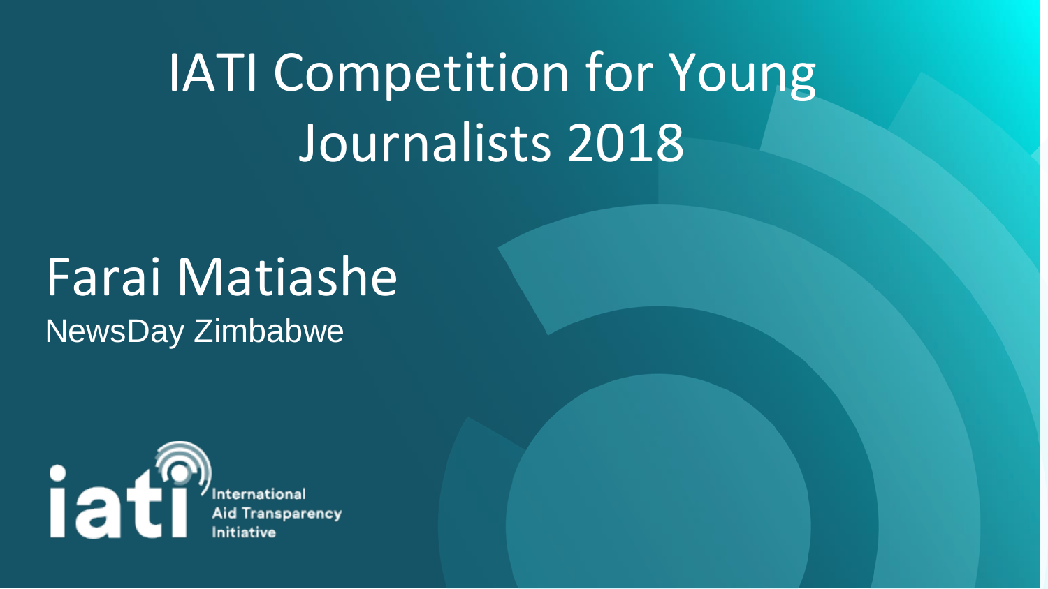# IATI Competition for Young Journalists 2018

## Farai Matiashe

NewsDay Zimbabwe

iati International Aid Transparency Initiative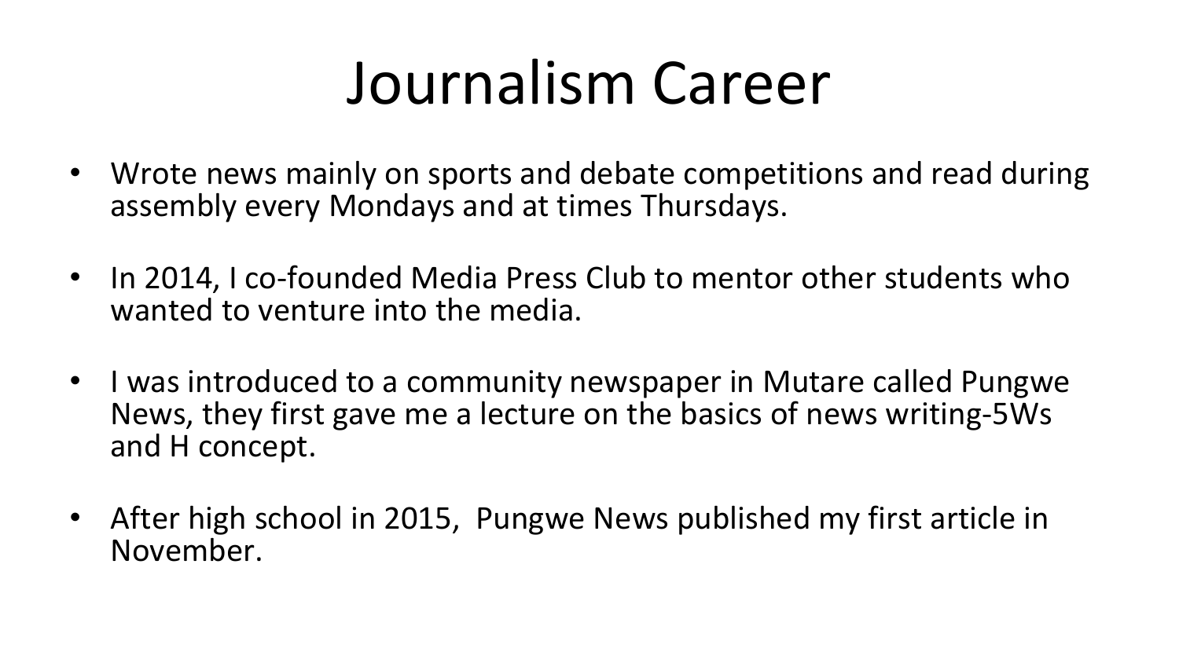# Journalism Career

- Wrote news mainly on sports and debate competitions and read during assembly every Mondays and at times Thursdays.

- In 2014, I co-founded Media Press Club to mentor other students who wanted to venture into the media.

- I was introduced to a community newspaper in Mutare called Pungwe News, they first gave me a lecture on the basics of news writing-5Ws and H concept.

- After high school in 2015, Pungwe News published my first article in November.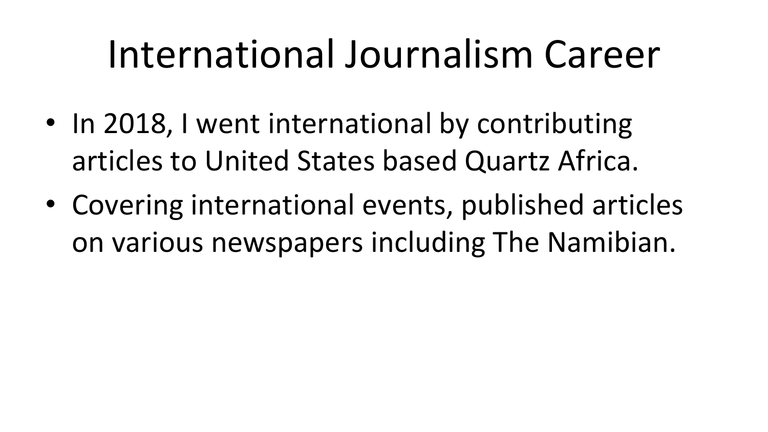# International Journalism Career

- In 2018, I went international by contributing articles to United States based Quartz Africa.
- Covering international events, published articles on various newspapers including The Namibian.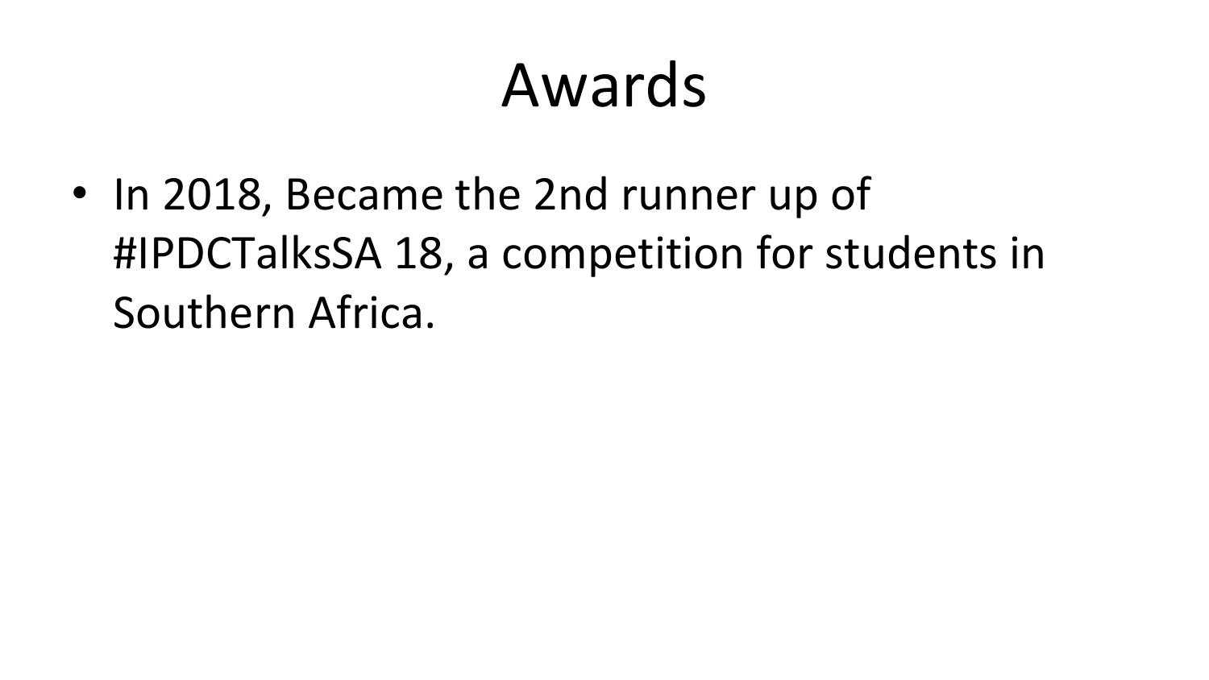# Awards

- In 2018, Became the 2nd runner up of #IPDCTalksSA 18, a competition for students in Southern Africa.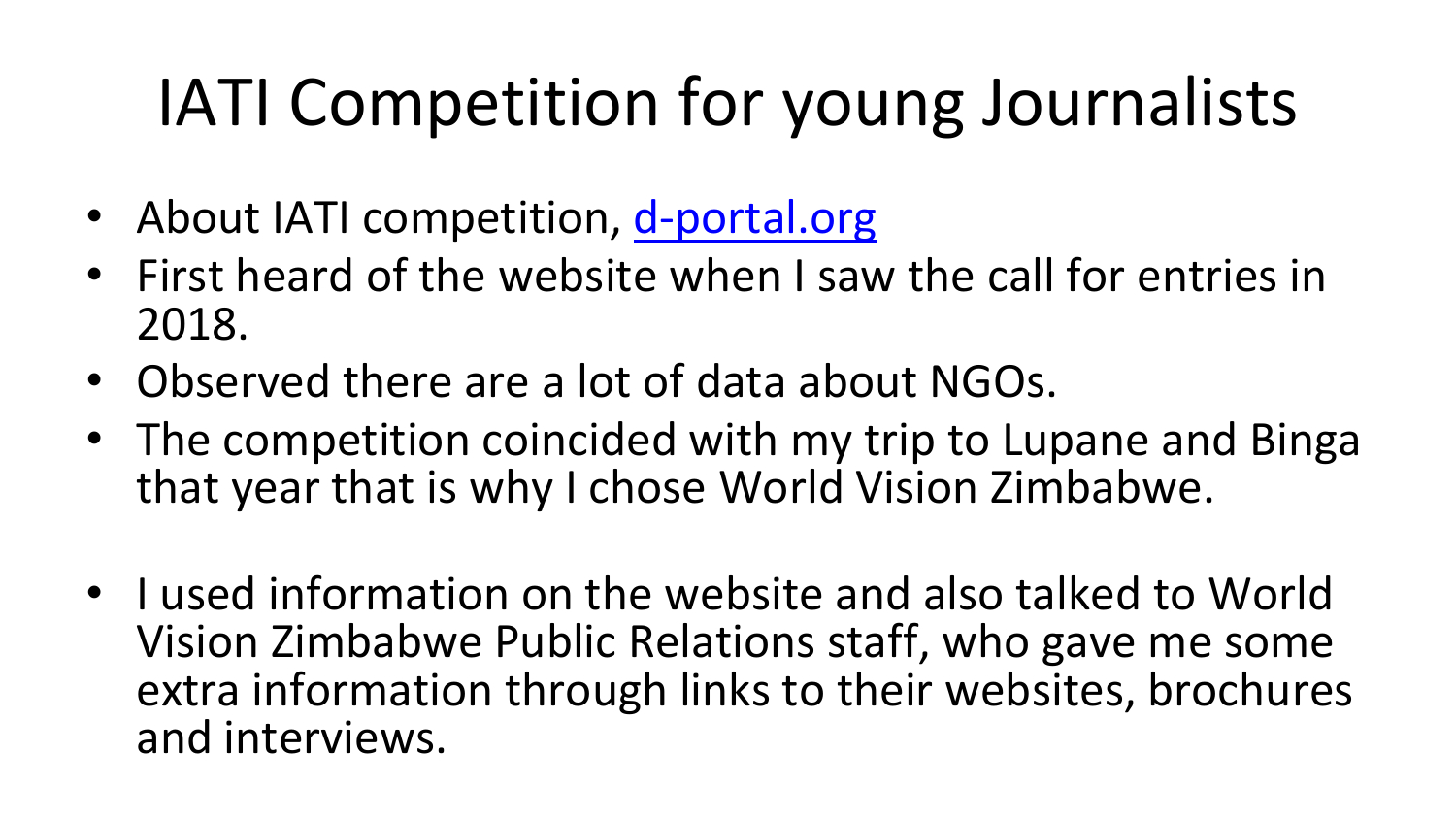# IATI Competition for young Journalists

- About IATI competition, [d-portal.org](d-portal.org)
- First heard of the website when I saw the call for entries in 2018.
- Observed there are a lot of data about NGOs.
- The competition coincided with my trip to Lupane and Binga that year that is why I chose World Vision Zimbabwe.

- I used information on the website and also talked to World Vision Zimbabwe Public Relations staff, who gave me some extra information through links to their websites, brochures and interviews.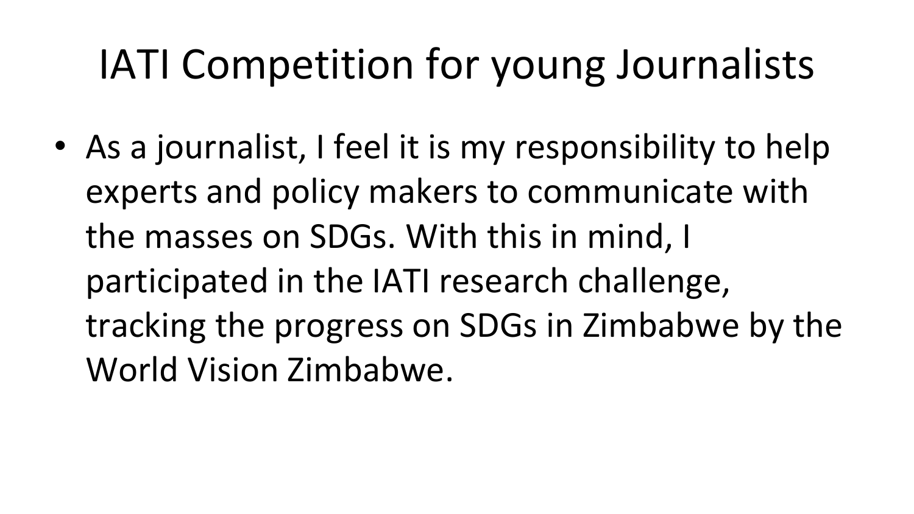# IATI Competition for young Journalists

- As a journalist, I feel it is my responsibility to help experts and policy makers to communicate with the masses on SDGs. With this in mind, I participated in the IATI research challenge, tracking the progress on SDGs in Zimbabwe by the World Vision Zimbabwe.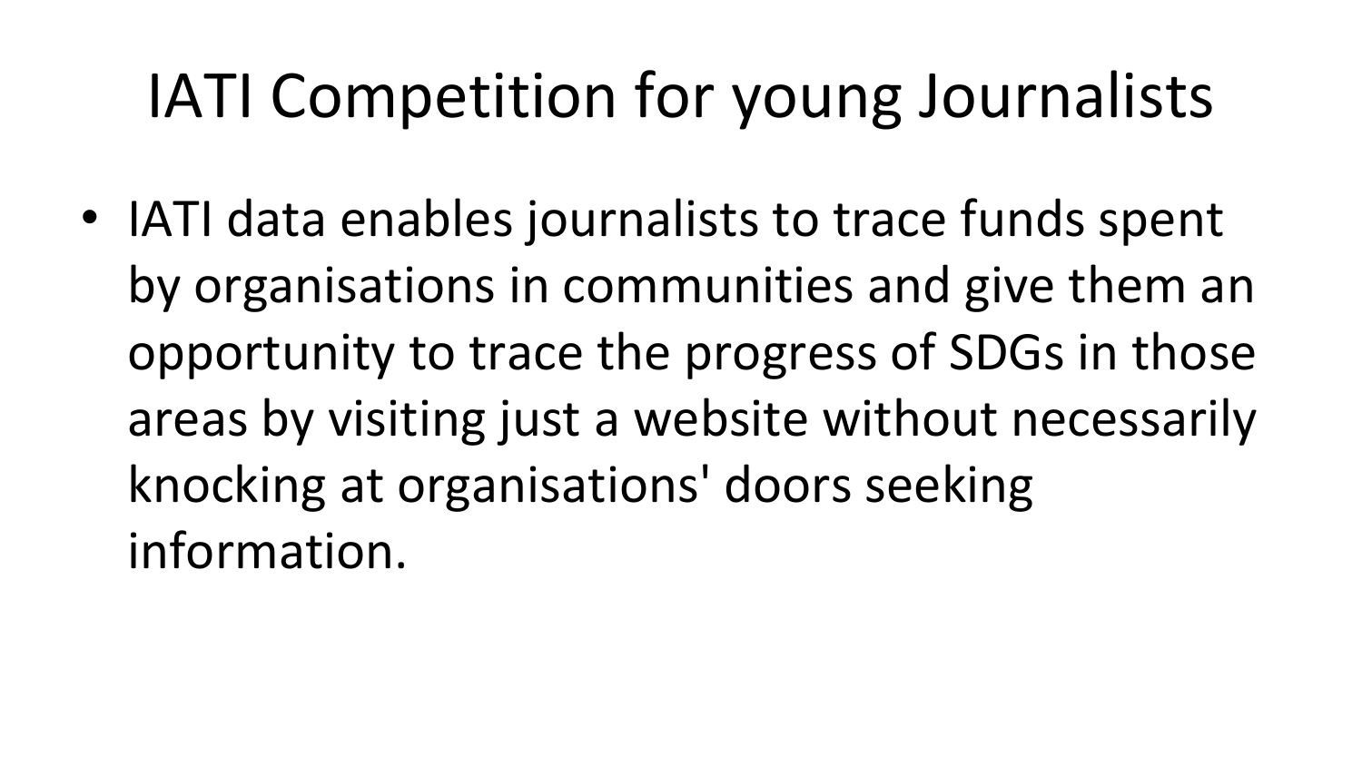# IATI Competition for young Journalists

- IATI data enables journalists to trace funds spent by organisations in communities and give them an opportunity to trace the progress of SDGs in those areas by visiting just a website without necessarily knocking at organisations' doors seeking information.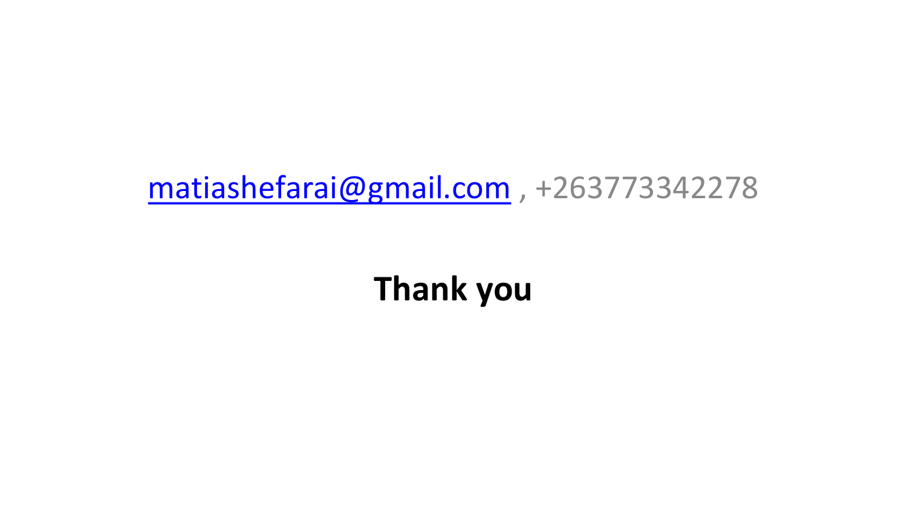[matiashefarai@gmail.com](mailto:matiashefarai@gmail.com) , +263773342278

**Thank you**